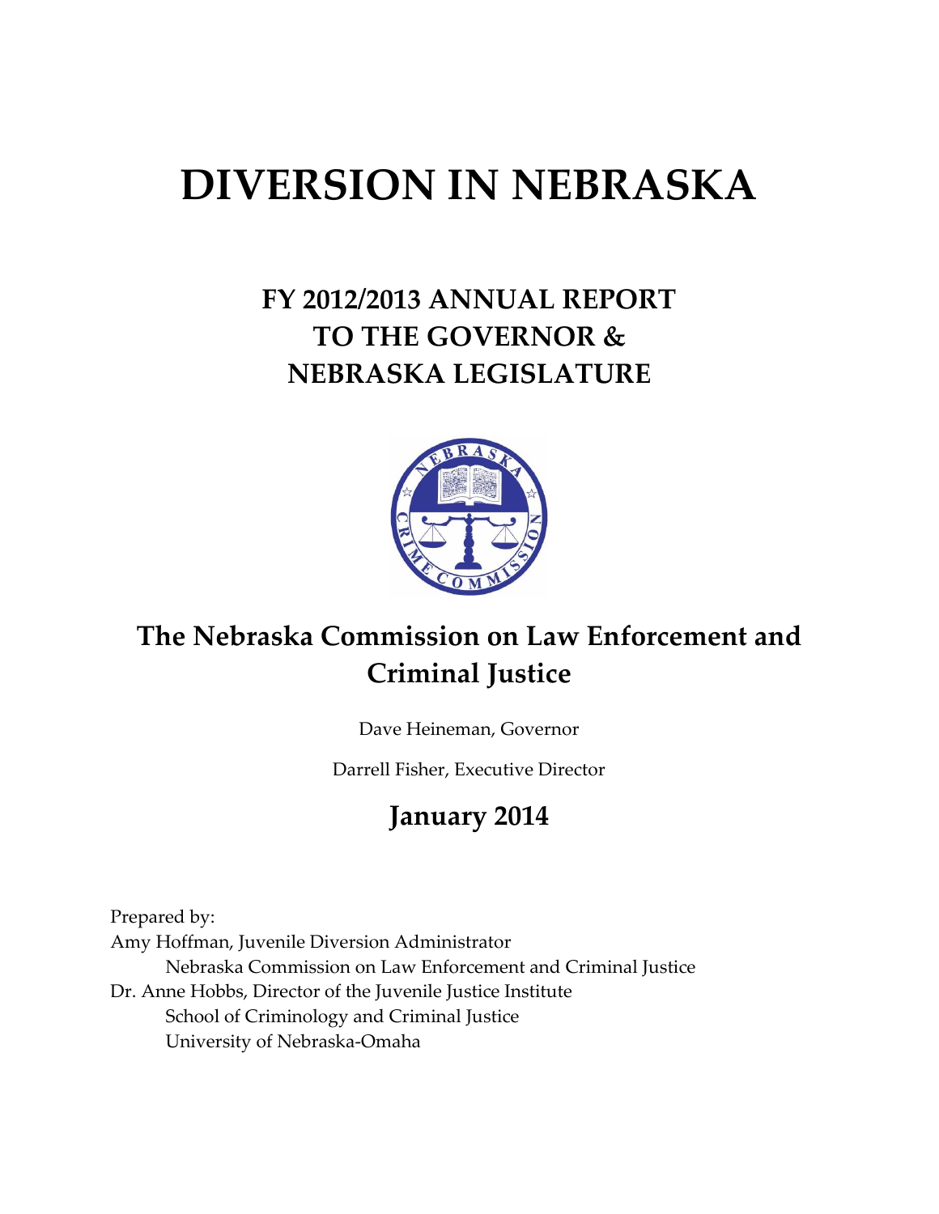# DIVERSION IN NEBRASKA

## FY 2012/2013 ANNUAL REPORT TO THE GOVERNOR & NEBRASKA LEGISLATURE

## The Nebraska Commission on Law Enforcement and Criminal Justice

Dave Heineman, Governor

Darrell Fisher, Executive Director

## January 2014

Prepared by:

Amy Hoffman, Juvenile Diversion Administrator
Nebraska Commission on Law Enforcement and Criminal Justice

Dr. Anne Hobbs, Director of the Juvenile Justice Institute
School of Criminology and Criminal Justice
University of Nebraska-Omaha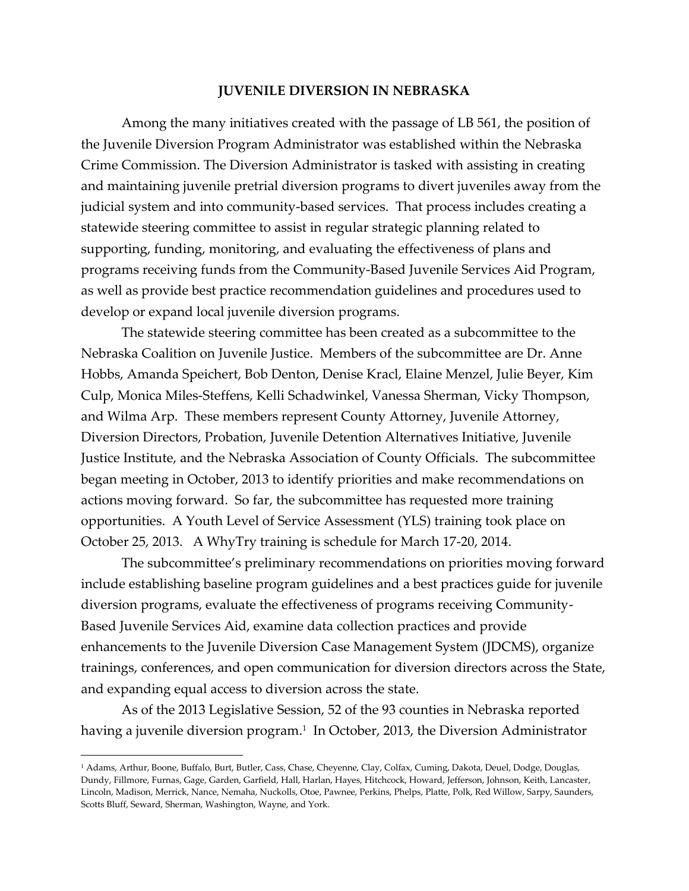# JUVENILE DIVERSION IN NEBRASKA

Among the many initiatives created with the passage of LB 561, the position of the Juvenile Diversion Program Administrator was established within the Nebraska Crime Commission. The Diversion Administrator is tasked with assisting in creating and maintaining juvenile pretrial diversion programs to divert juveniles away from the judicial system and into community-based services. That process includes creating a statewide steering committee to assist in regular strategic planning related to supporting, funding, monitoring, and evaluating the effectiveness of plans and programs receiving funds from the Community-Based Juvenile Services Aid Program, as well as provide best practice recommendation guidelines and procedures used to develop or expand local juvenile diversion programs.

The statewide steering committee has been created as a subcommittee to the Nebraska Coalition on Juvenile Justice. Members of the subcommittee are Dr. Anne Hobbs, Amanda Speichert, Bob Denton, Denise Kracl, Elaine Menzel, Julie Beyer, Kim Culp, Monica Miles-Steffens, Kelli Schadwinkel, Vanessa Sherman, Vicky Thompson, and Wilma Arp. These members represent County Attorney, Juvenile Attorney, Diversion Directors, Probation, Juvenile Detention Alternatives Initiative, Juvenile Justice Institute, and the Nebraska Association of County Officials. The subcommittee began meeting in October, 2013 to identify priorities and make recommendations on actions moving forward. So far, the subcommittee has requested more training opportunities. A Youth Level of Service Assessment (YLS) training took place on October 25, 2013. A WhyTry training is schedule for March 17-20, 2014.

The subcommittee's preliminary recommendations on priorities moving forward include establishing baseline program guidelines and a best practices guide for juvenile diversion programs, evaluate the effectiveness of programs receiving Community-Based Juvenile Services Aid, examine data collection practices and provide enhancements to the Juvenile Diversion Case Management System (JDCMS), organize trainings, conferences, and open communication for diversion directors across the State, and expanding equal access to diversion across the state.

As of the 2013 Legislative Session, 52 of the 93 counties in Nebraska reported having a juvenile diversion program.[1] In October, 2013, the Diversion Administrator

[1] Adams, Arthur, Boone, Buffalo, Burt, Butler, Cass, Chase, Cheyenne, Clay, Colfax, Cuming, Dakota, Deuel, Dodge, Douglas, Dundy, Fillmore, Furnas, Gage, Garden, Garfield, Hall, Harlan, Hayes, Hitchcock, Howard, Jefferson, Johnson, Keith, Lancaster, Lincoln, Madison, Merrick, Nance, Nemaha, Nuckolls, Otoe, Pawnee, Perkins, Phelps, Platte, Polk, Red Willow, Sarpy, Saunders, Scotts Bluff, Seward, Sherman, Washington, Wayne, and York.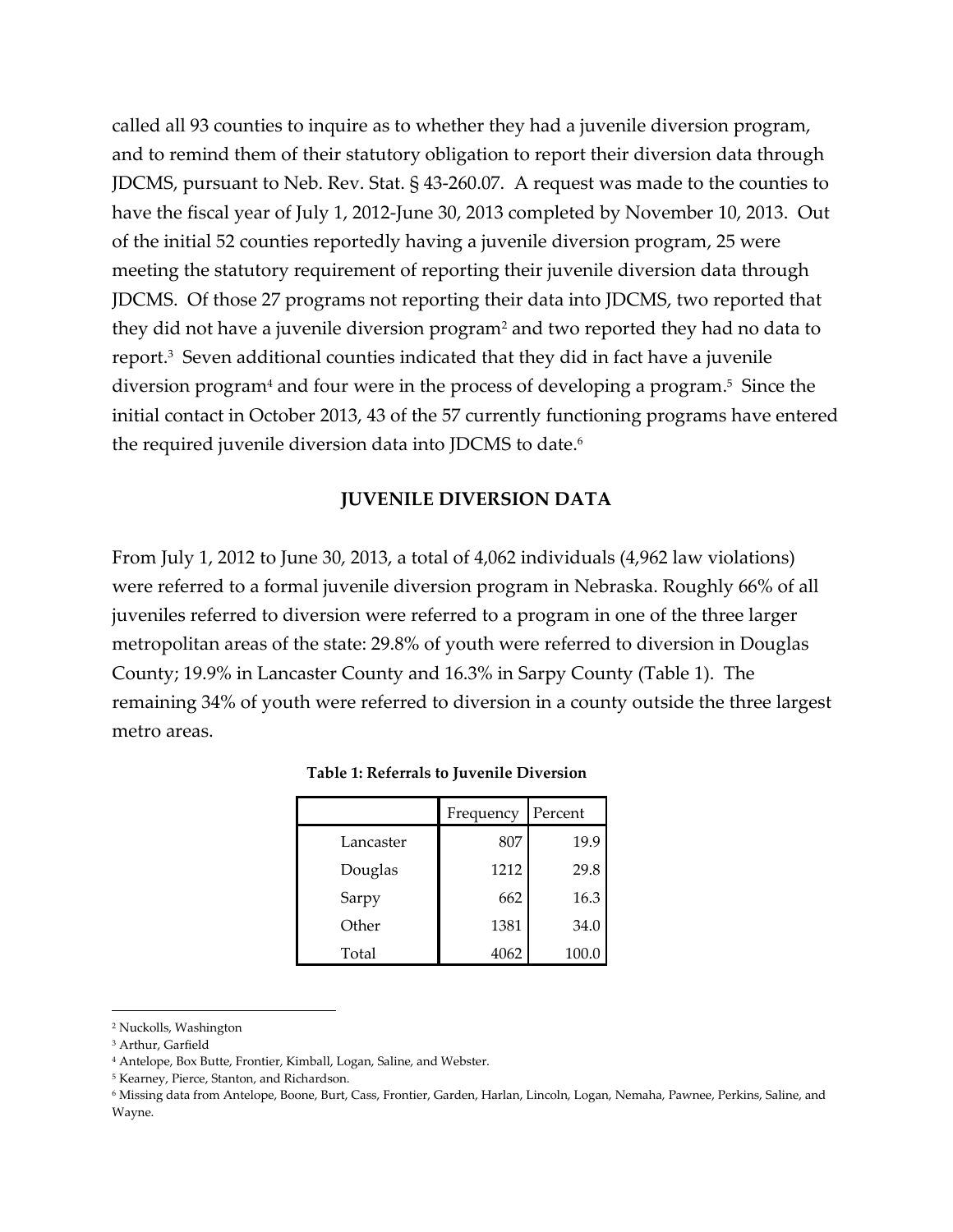called all 93 counties to inquire as to whether they had a juvenile diversion program, and to remind them of their statutory obligation to report their diversion data through JDCMS, pursuant to Neb. Rev. Stat. § 43-260.07. A request was made to the counties to have the fiscal year of July 1, 2012-June 30, 2013 completed by November 10, 2013. Out of the initial 52 counties reportedly having a juvenile diversion program, 25 were meeting the statutory requirement of reporting their juvenile diversion data through JDCMS. Of those 27 programs not reporting their data into JDCMS, two reported that they did not have a juvenile diversion program[2] and two reported they had no data to report.[3] Seven additional counties indicated that they did in fact have a juvenile diversion program[4] and four were in the process of developing a program.[5] Since the initial contact in October 2013, 43 of the 57 currently functioning programs have entered the required juvenile diversion data into JDCMS to date.[6]

## JUVENILE DIVERSION DATA

From July 1, 2012 to June 30, 2013, a total of 4,062 individuals (4,962 law violations) were referred to a formal juvenile diversion program in Nebraska. Roughly 66% of all juveniles referred to diversion were referred to a program in one of the three larger metropolitan areas of the state: 29.8% of youth were referred to diversion in Douglas County; 19.9% in Lancaster County and 16.3% in Sarpy County (Table 1). The remaining 34% of youth were referred to diversion in a county outside the three largest metro areas.

**Table 1: Referrals to Juvenile Diversion**

| | Frequency | Percent |
|---|---|---|
| Lancaster | 807 | 19.9 |
| Douglas | 1212 | 29.8 |
| Sarpy | 662 | 16.3 |
| Other | 1381 | 34.0 |
| Total | 4062 | 100.0 |

[2] Nuckolls, Washington

[3] Arthur, Garfield

[4] Antelope, Box Butte, Frontier, Kimball, Logan, Saline, and Webster.

[5] Kearney, Pierce, Stanton, and Richardson.

[6] Missing data from Antelope, Boone, Burt, Cass, Frontier, Garden, Harlan, Lincoln, Logan, Nemaha, Pawnee, Perkins, Saline, and Wayne.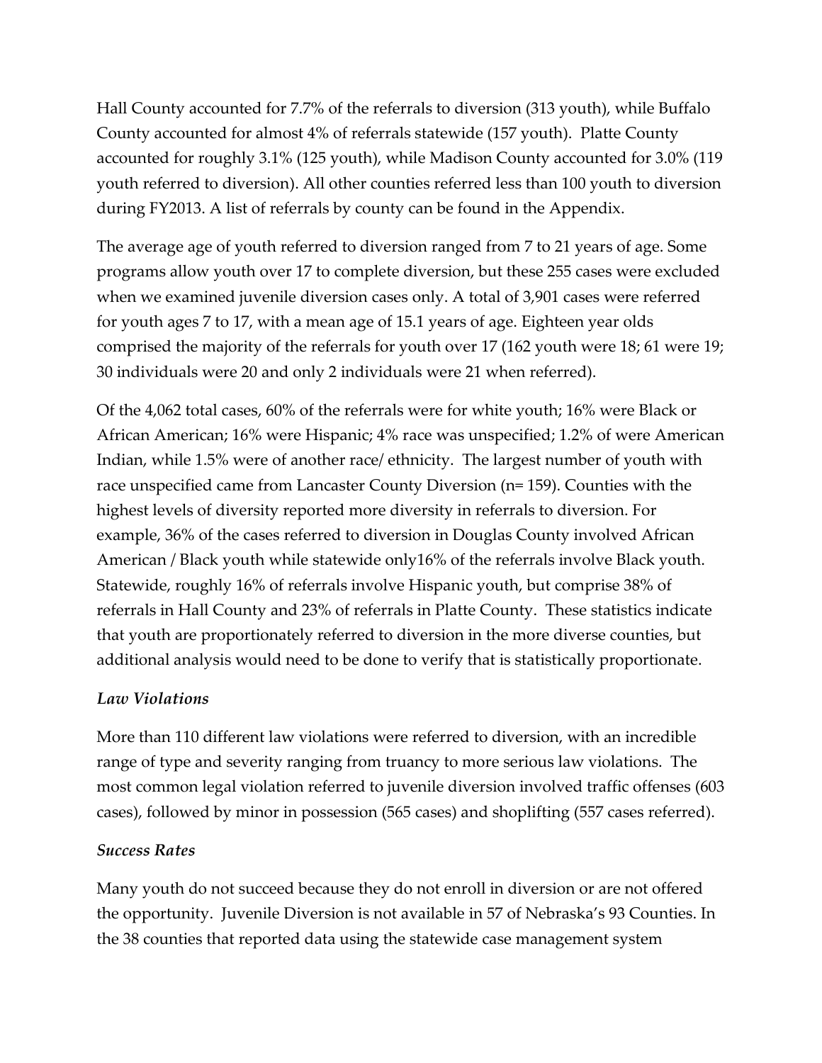Hall County accounted for 7.7% of the referrals to diversion (313 youth), while Buffalo County accounted for almost 4% of referrals statewide (157 youth). Platte County accounted for roughly 3.1% (125 youth), while Madison County accounted for 3.0% (119 youth referred to diversion). All other counties referred less than 100 youth to diversion during FY2013. A list of referrals by county can be found in the Appendix.

The average age of youth referred to diversion ranged from 7 to 21 years of age. Some programs allow youth over 17 to complete diversion, but these 255 cases were excluded when we examined juvenile diversion cases only. A total of 3,901 cases were referred for youth ages 7 to 17, with a mean age of 15.1 years of age. Eighteen year olds comprised the majority of the referrals for youth over 17 (162 youth were 18; 61 were 19; 30 individuals were 20 and only 2 individuals were 21 when referred).

Of the 4,062 total cases, 60% of the referrals were for white youth; 16% were Black or African American; 16% were Hispanic; 4% race was unspecified; 1.2% of were American Indian, while 1.5% were of another race/ ethnicity. The largest number of youth with race unspecified came from Lancaster County Diversion (n= 159). Counties with the highest levels of diversity reported more diversity in referrals to diversion. For example, 36% of the cases referred to diversion in Douglas County involved African American / Black youth while statewide only16% of the referrals involve Black youth. Statewide, roughly 16% of referrals involve Hispanic youth, but comprise 38% of referrals in Hall County and 23% of referrals in Platte County. These statistics indicate that youth are proportionately referred to diversion in the more diverse counties, but additional analysis would need to be done to verify that is statistically proportionate.

### *Law Violations*

More than 110 different law violations were referred to diversion, with an incredible range of type and severity ranging from truancy to more serious law violations. The most common legal violation referred to juvenile diversion involved traffic offenses (603 cases), followed by minor in possession (565 cases) and shoplifting (557 cases referred).

### *Success Rates*

Many youth do not succeed because they do not enroll in diversion or are not offered the opportunity. Juvenile Diversion is not available in 57 of Nebraska's 93 Counties. In the 38 counties that reported data using the statewide case management system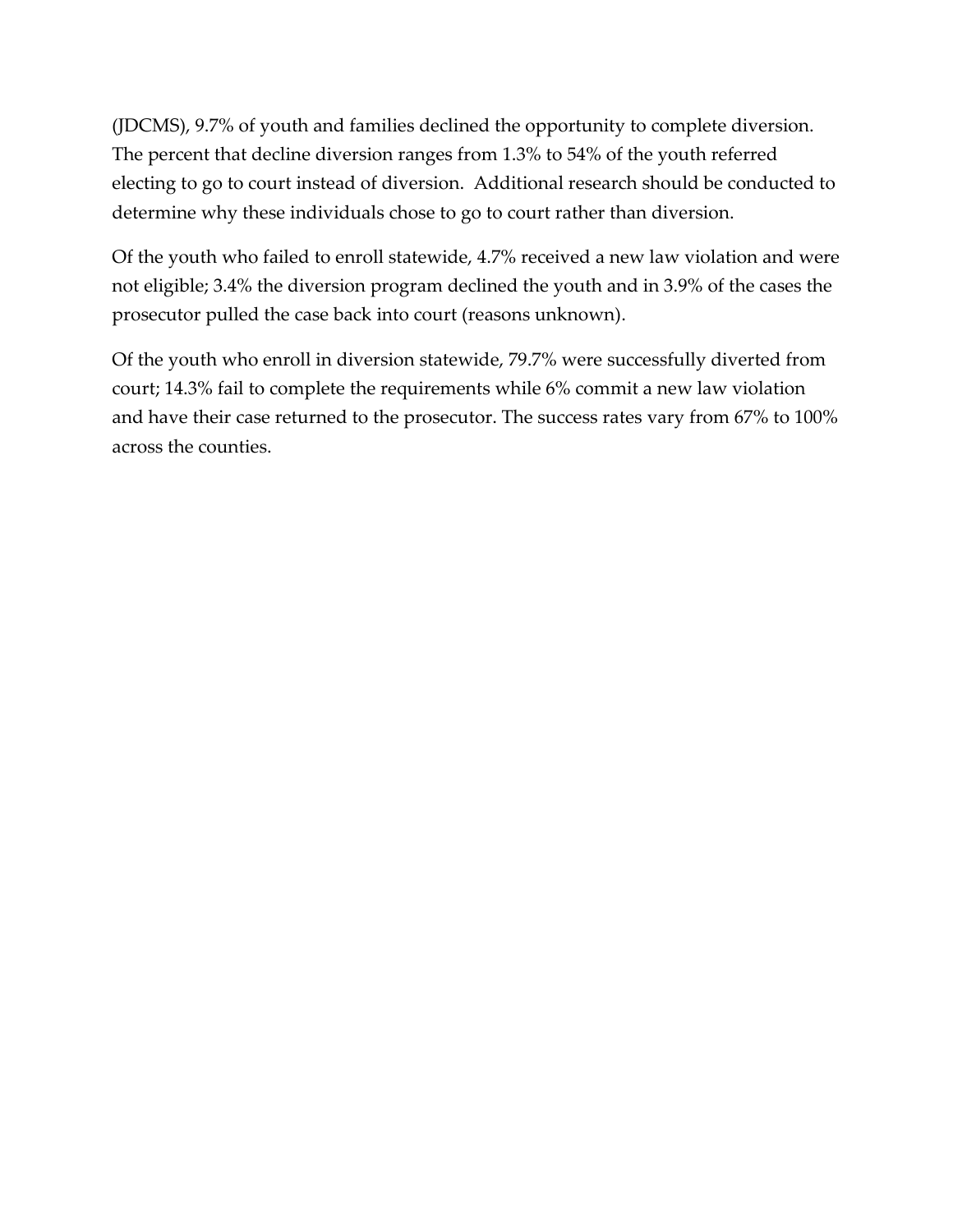(JDCMS), 9.7% of youth and families declined the opportunity to complete diversion. The percent that decline diversion ranges from 1.3% to 54% of the youth referred electing to go to court instead of diversion. Additional research should be conducted to determine why these individuals chose to go to court rather than diversion.

Of the youth who failed to enroll statewide, 4.7% received a new law violation and were not eligible; 3.4% the diversion program declined the youth and in 3.9% of the cases the prosecutor pulled the case back into court (reasons unknown).

Of the youth who enroll in diversion statewide, 79.7% were successfully diverted from court; 14.3% fail to complete the requirements while 6% commit a new law violation and have their case returned to the prosecutor. The success rates vary from 67% to 100% across the counties.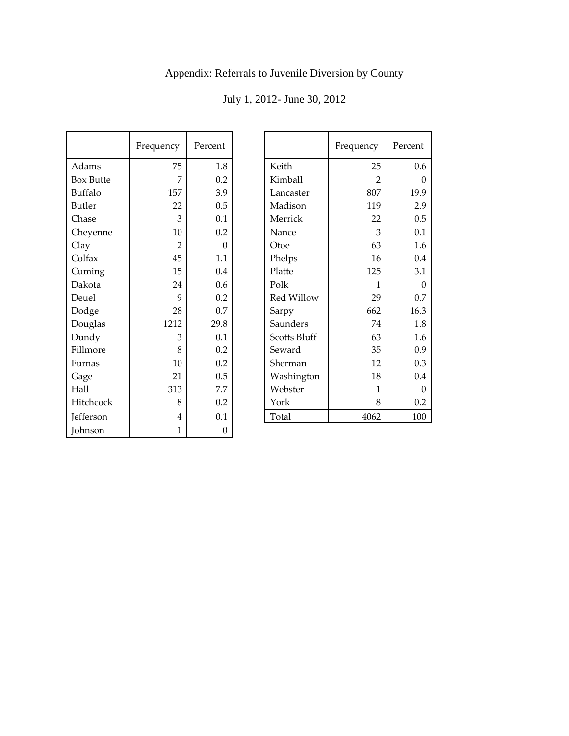# Appendix: Referrals to Juvenile Diversion by County

July 1, 2012- June 30, 2012

| | Frequency | Percent |
|---|---|---|
| Adams | 75 | 1.8 |
| Box Butte | 7 | 0.2 |
| Buffalo | 157 | 3.9 |
| Butler | 22 | 0.5 |
| Chase | 3 | 0.1 |
| Cheyenne | 10 | 0.2 |
| Clay | 2 | 0 |
| Colfax | 45 | 1.1 |
| Cuming | 15 | 0.4 |
| Dakota | 24 | 0.6 |
| Deuel | 9 | 0.2 |
| Dodge | 28 | 0.7 |
| Douglas | 1212 | 29.8 |
| Dundy | 3 | 0.1 |
| Fillmore | 8 | 0.2 |
| Furnas | 10 | 0.2 |
| Gage | 21 | 0.5 |
| Hall | 313 | 7.7 |
| Hitchcock | 8 | 0.2 |
| Jefferson | 4 | 0.1 |
| Johnson | 1 | 0 |
| Keith | 25 | 0.6 |
| Kimball | 2 | 0 |
| Lancaster | 807 | 19.9 |
| Madison | 119 | 2.9 |
| Merrick | 22 | 0.5 |
| Nance | 3 | 0.1 |
| Otoe | 63 | 1.6 |
| Phelps | 16 | 0.4 |
| Platte | 125 | 3.1 |
| Polk | 1 | 0 |
| Red Willow | 29 | 0.7 |
| Sarpy | 662 | 16.3 |
| Saunders | 74 | 1.8 |
| Scotts Bluff | 63 | 1.6 |
| Seward | 35 | 0.9 |
| Sherman | 12 | 0.3 |
| Washington | 18 | 0.4 |
| Webster | 1 | 0 |
| York | 8 | 0.2 |
| Total | 4062 | 100 |